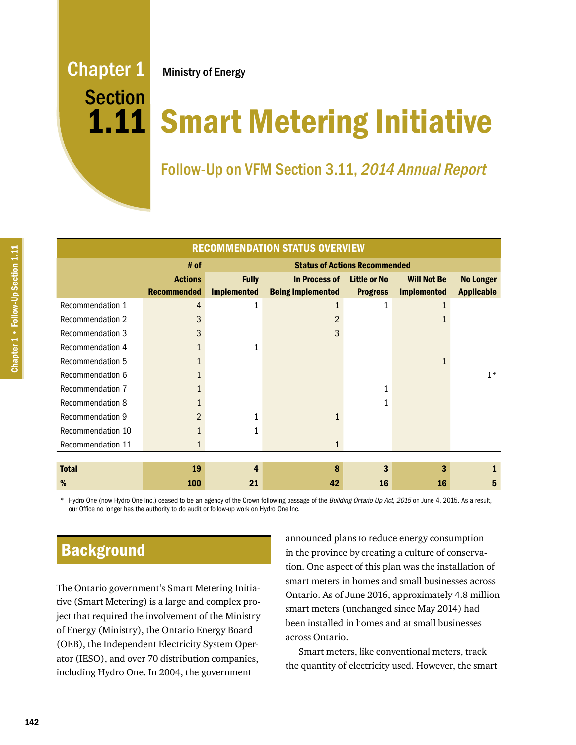# Chapter 1 Section 1.11

Ministry of Energy

# Smart Metering Initiative

## Follow-Up on VFM Section 3.11, *2014 Annual Report*

| RECOMMENDATION STATUS OVERVIEW | | | | | | |
|---|---|---|---|---|---|---|
| | # of Actions Recommended | Status of Actions Recommended | | | | |
| | | Fully Implemented | In Process of Being Implemented | Little or No Progress | Will Not Be Implemented | No Longer Applicable |
| Recommendation 1 | 4 | 1 | 1 | 1 | 1 | |
| Recommendation 2 | 3 | | 2 | | 1 | |
| Recommendation 3 | 3 | | 3 | | | |
| Recommendation 4 | 1 | 1 | | | | |
| Recommendation 5 | 1 | | | | 1 | |
| Recommendation 6 | 1 | | | | | 1* |
| Recommendation 7 | 1 | | | 1 | | |
| Recommendation 8 | 1 | | | 1 | | |
| Recommendation 9 | 2 | 1 | 1 | | | |
| Recommendation 10 | 1 | 1 | | | | |
| Recommendation 11 | 1 | | 1 | | | |
| **Total** | **19** | **4** | **8** | **3** | **3** | **1** |
| **%** | **100** | **21** | **42** | **16** | **16** | **5** |

* Hydro One (now Hydro One Inc.) ceased to be an agency of the Crown following passage of the *Building Ontario Up Act, 2015* on June 4, 2015. As a result, our Office no longer has the authority to do audit or follow-up work on Hydro One Inc.

## Background

The Ontario government's Smart Metering Initiative (Smart Metering) is a large and complex project that required the involvement of the Ministry of Energy (Ministry), the Ontario Energy Board (OEB), the Independent Electricity System Operator (IESO), and over 70 distribution companies, including Hydro One. In 2004, the government announced plans to reduce energy consumption in the province by creating a culture of conservation. One aspect of this plan was the installation of smart meters in homes and small businesses across Ontario. As of June 2016, approximately 4.8 million smart meters (unchanged since May 2014) had been installed in homes and at small businesses across Ontario.

Smart meters, like conventional meters, track the quantity of electricity used. However, the smart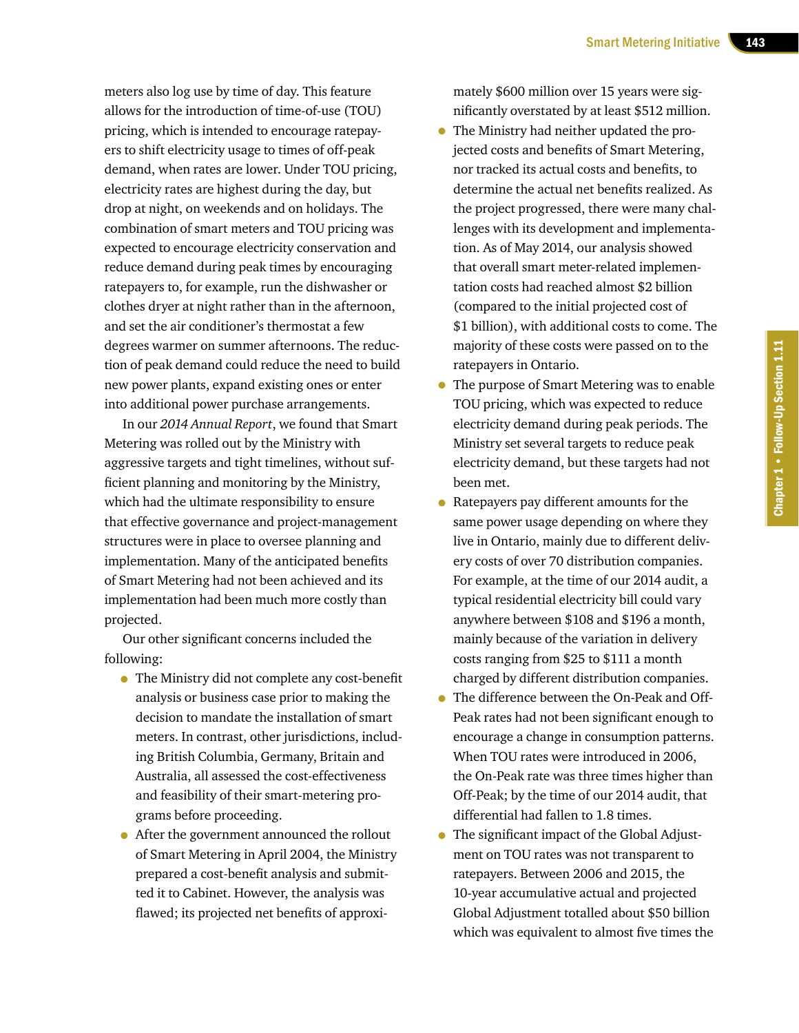meters also log use by time of day. This feature allows for the introduction of time-of-use (TOU) pricing, which is intended to encourage ratepayers to shift electricity usage to times of off-peak demand, when rates are lower. Under TOU pricing, electricity rates are highest during the day, but drop at night, on weekends and on holidays. The combination of smart meters and TOU pricing was expected to encourage electricity conservation and reduce demand during peak times by encouraging ratepayers to, for example, run the dishwasher or clothes dryer at night rather than in the afternoon, and set the air conditioner's thermostat a few degrees warmer on summer afternoons. The reduction of peak demand could reduce the need to build new power plants, expand existing ones or enter into additional power purchase arrangements.

In our *2014 Annual Report*, we found that Smart Metering was rolled out by the Ministry with aggressive targets and tight timelines, without sufficient planning and monitoring by the Ministry, which had the ultimate responsibility to ensure that effective governance and project-management structures were in place to oversee planning and implementation. Many of the anticipated benefits of Smart Metering had not been achieved and its implementation had been much more costly than projected.

Our other significant concerns included the following:

- The Ministry did not complete any cost-benefit analysis or business case prior to making the decision to mandate the installation of smart meters. In contrast, other jurisdictions, including British Columbia, Germany, Britain and Australia, all assessed the cost-effectiveness and feasibility of their smart-metering programs before proceeding.
- After the government announced the rollout of Smart Metering in April 2004, the Ministry prepared a cost-benefit analysis and submitted it to Cabinet. However, the analysis was flawed; its projected net benefits of approximately $600 million over 15 years were significantly overstated by at least $512 million.
- The Ministry had neither updated the projected costs and benefits of Smart Metering, nor tracked its actual costs and benefits, to determine the actual net benefits realized. As the project progressed, there were many challenges with its development and implementation. As of May 2014, our analysis showed that overall smart meter-related implementation costs had reached almost $2 billion (compared to the initial projected cost of $1 billion), with additional costs to come. The majority of these costs were passed on to the ratepayers in Ontario.
- The purpose of Smart Metering was to enable TOU pricing, which was expected to reduce electricity demand during peak periods. The Ministry set several targets to reduce peak electricity demand, but these targets had not been met.
- Ratepayers pay different amounts for the same power usage depending on where they live in Ontario, mainly due to different delivery costs of over 70 distribution companies. For example, at the time of our 2014 audit, a typical residential electricity bill could vary anywhere between $108 and $196 a month, mainly because of the variation in delivery costs ranging from $25 to $111 a month charged by different distribution companies.
- The difference between the On-Peak and Off-Peak rates had not been significant enough to encourage a change in consumption patterns. When TOU rates were introduced in 2006, the On-Peak rate was three times higher than Off-Peak; by the time of our 2014 audit, that differential had fallen to 1.8 times.
- The significant impact of the Global Adjustment on TOU rates was not transparent to ratepayers. Between 2006 and 2015, the 10-year accumulative actual and projected Global Adjustment totalled about $50 billion which was equivalent to almost five times the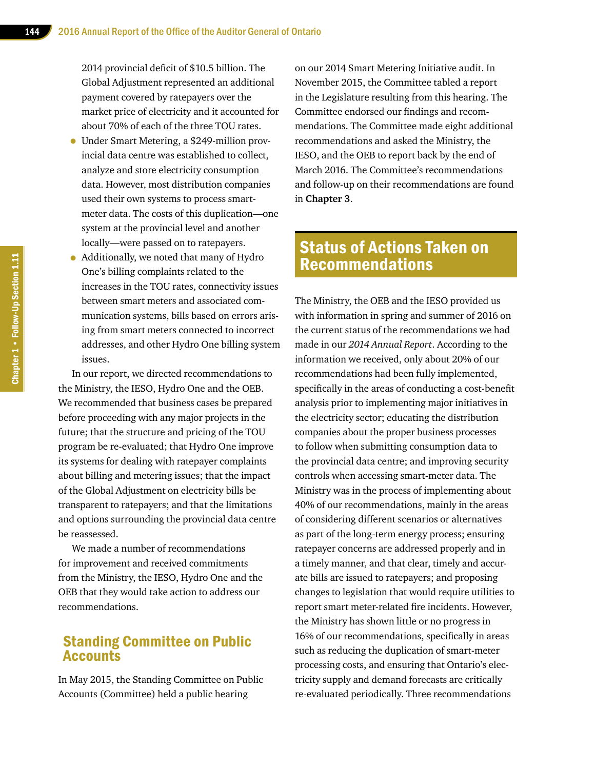2014 provincial deficit of $10.5 billion. The Global Adjustment represented an additional payment covered by ratepayers over the market price of electricity and it accounted for about 70% of each of the three TOU rates.

- Under Smart Metering, a $249-million provincial data centre was established to collect, analyze and store electricity consumption data. However, most distribution companies used their own systems to process smart-meter data. The costs of this duplication—one system at the provincial level and another locally—were passed on to ratepayers.
- Additionally, we noted that many of Hydro One's billing complaints related to the increases in the TOU rates, connectivity issues between smart meters and associated communication systems, bills based on errors arising from smart meters connected to incorrect addresses, and other Hydro One billing system issues.

In our report, we directed recommendations to the Ministry, the IESO, Hydro One and the OEB. We recommended that business cases be prepared before proceeding with any major projects in the future; that the structure and pricing of the TOU program be re-evaluated; that Hydro One improve its systems for dealing with ratepayer complaints about billing and metering issues; that the impact of the Global Adjustment on electricity bills be transparent to ratepayers; and that the limitations and options surrounding the provincial data centre be reassessed.

We made a number of recommendations for improvement and received commitments from the Ministry, the IESO, Hydro One and the OEB that they would take action to address our recommendations.

## Standing Committee on Public Accounts

In May 2015, the Standing Committee on Public Accounts (Committee) held a public hearing on our 2014 Smart Metering Initiative audit. In November 2015, the Committee tabled a report in the Legislature resulting from this hearing. The Committee endorsed our findings and recommendations. The Committee made eight additional recommendations and asked the Ministry, the IESO, and the OEB to report back by the end of March 2016. The Committee's recommendations and follow-up on their recommendations are found in **Chapter 3**.

## Status of Actions Taken on Recommendations

The Ministry, the OEB and the IESO provided us with information in spring and summer of 2016 on the current status of the recommendations we had made in our *2014 Annual Report*. According to the information we received, only about 20% of our recommendations had been fully implemented, specifically in the areas of conducting a cost-benefit analysis prior to implementing major initiatives in the electricity sector; educating the distribution companies about the proper business processes to follow when submitting consumption data to the provincial data centre; and improving security controls when accessing smart-meter data. The Ministry was in the process of implementing about 40% of our recommendations, mainly in the areas of considering different scenarios or alternatives as part of the long-term energy process; ensuring ratepayer concerns are addressed properly and in a timely manner, and that clear, timely and accurate bills are issued to ratepayers; and proposing changes to legislation that would require utilities to report smart meter-related fire incidents. However, the Ministry has shown little or no progress in 16% of our recommendations, specifically in areas such as reducing the duplication of smart-meter processing costs, and ensuring that Ontario's electricity supply and demand forecasts are critically re-evaluated periodically. Three recommendations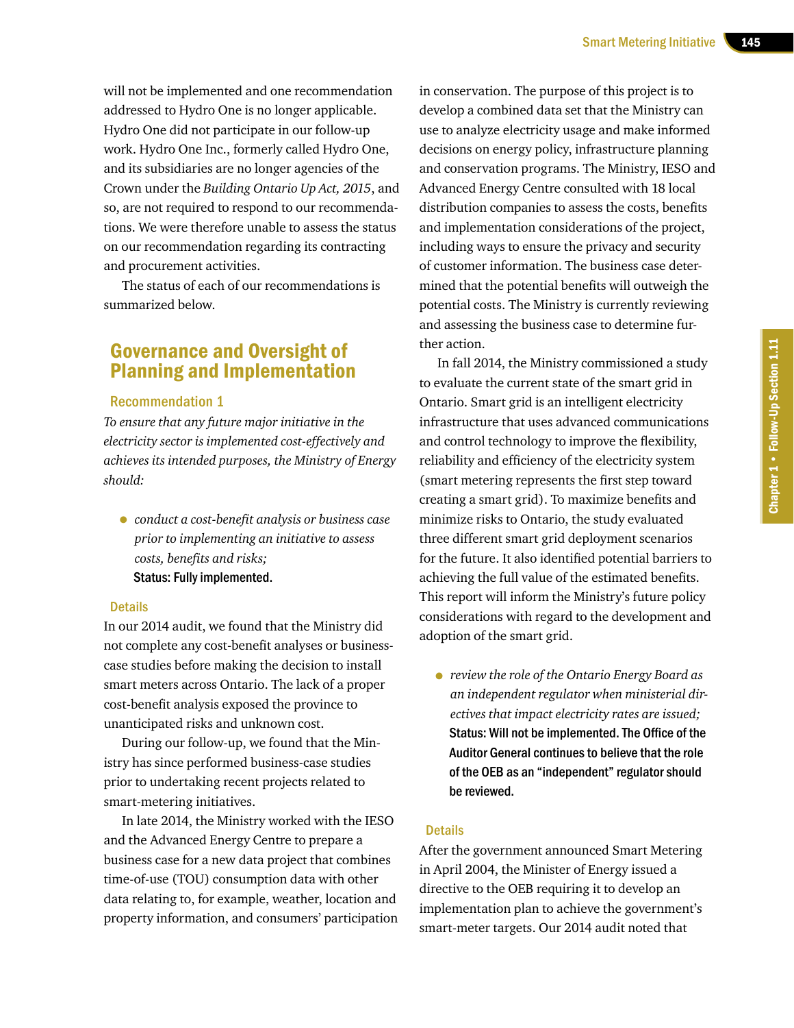will not be implemented and one recommendation addressed to Hydro One is no longer applicable. Hydro One did not participate in our follow-up work. Hydro One Inc., formerly called Hydro One, and its subsidiaries are no longer agencies of the Crown under the *Building Ontario Up Act, 2015*, and so, are not required to respond to our recommendations. We were therefore unable to assess the status on our recommendation regarding its contracting and procurement activities.

The status of each of our recommendations is summarized below.

## Governance and Oversight of Planning and Implementation

### Recommendation 1

*To ensure that any future major initiative in the electricity sector is implemented cost-effectively and achieves its intended purposes, the Ministry of Energy should:*

- *conduct a cost-benefit analysis or business case prior to implementing an initiative to assess costs, benefits and risks;*
  **Status: Fully implemented.**

#### Details

In our 2014 audit, we found that the Ministry did not complete any cost-benefit analyses or business-case studies before making the decision to install smart meters across Ontario. The lack of a proper cost-benefit analysis exposed the province to unanticipated risks and unknown cost.

During our follow-up, we found that the Ministry has since performed business-case studies prior to undertaking recent projects related to smart-metering initiatives.

In late 2014, the Ministry worked with the IESO and the Advanced Energy Centre to prepare a business case for a new data project that combines time-of-use (TOU) consumption data with other data relating to, for example, weather, location and property information, and consumers' participation in conservation. The purpose of this project is to develop a combined data set that the Ministry can use to analyze electricity usage and make informed decisions on energy policy, infrastructure planning and conservation programs. The Ministry, IESO and Advanced Energy Centre consulted with 18 local distribution companies to assess the costs, benefits and implementation considerations of the project, including ways to ensure the privacy and security of customer information. The business case determined that the potential benefits will outweigh the potential costs. The Ministry is currently reviewing and assessing the business case to determine further action.

In fall 2014, the Ministry commissioned a study to evaluate the current state of the smart grid in Ontario. Smart grid is an intelligent electricity infrastructure that uses advanced communications and control technology to improve the flexibility, reliability and efficiency of the electricity system (smart metering represents the first step toward creating a smart grid). To maximize benefits and minimize risks to Ontario, the study evaluated three different smart grid deployment scenarios for the future. It also identified potential barriers to achieving the full value of the estimated benefits. This report will inform the Ministry's future policy considerations with regard to the development and adoption of the smart grid.

- *review the role of the Ontario Energy Board as an independent regulator when ministerial directives that impact electricity rates are issued;*
  **Status: Will not be implemented. The Office of the Auditor General continues to believe that the role of the OEB as an "independent" regulator should be reviewed.**

#### Details

After the government announced Smart Metering in April 2004, the Minister of Energy issued a directive to the OEB requiring it to develop an implementation plan to achieve the government's smart-meter targets. Our 2014 audit noted that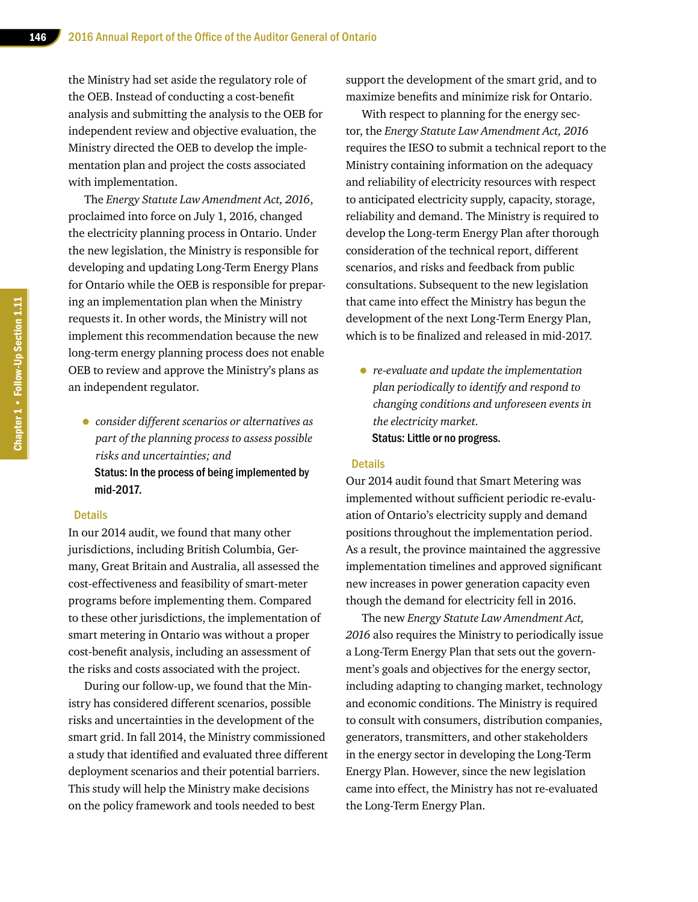the Ministry had set aside the regulatory role of the OEB. Instead of conducting a cost-benefit analysis and submitting the analysis to the OEB for independent review and objective evaluation, the Ministry directed the OEB to develop the implementation plan and project the costs associated with implementation.

The *Energy Statute Law Amendment Act, 2016*, proclaimed into force on July 1, 2016, changed the electricity planning process in Ontario. Under the new legislation, the Ministry is responsible for developing and updating Long-Term Energy Plans for Ontario while the OEB is responsible for preparing an implementation plan when the Ministry requests it. In other words, the Ministry will not implement this recommendation because the new long-term energy planning process does not enable OEB to review and approve the Ministry's plans as an independent regulator.

- *consider different scenarios or alternatives as part of the planning process to assess possible risks and uncertainties; and*

  **Status: In the process of being implemented by mid-2017.**

### Details

In our 2014 audit, we found that many other jurisdictions, including British Columbia, Germany, Great Britain and Australia, all assessed the cost-effectiveness and feasibility of smart-meter programs before implementing them. Compared to these other jurisdictions, the implementation of smart metering in Ontario was without a proper cost-benefit analysis, including an assessment of the risks and costs associated with the project.

During our follow-up, we found that the Ministry has considered different scenarios, possible risks and uncertainties in the development of the smart grid. In fall 2014, the Ministry commissioned a study that identified and evaluated three different deployment scenarios and their potential barriers. This study will help the Ministry make decisions on the policy framework and tools needed to best support the development of the smart grid, and to maximize benefits and minimize risk for Ontario.

With respect to planning for the energy sector, the *Energy Statute Law Amendment Act, 2016* requires the IESO to submit a technical report to the Ministry containing information on the adequacy and reliability of electricity resources with respect to anticipated electricity supply, capacity, storage, reliability and demand. The Ministry is required to develop the Long-term Energy Plan after thorough consideration of the technical report, different scenarios, and risks and feedback from public consultations. Subsequent to the new legislation that came into effect the Ministry has begun the development of the next Long-Term Energy Plan, which is to be finalized and released in mid-2017.

- *re-evaluate and update the implementation plan periodically to identify and respond to changing conditions and unforeseen events in the electricity market.*

  **Status: Little or no progress.**

### Details

Our 2014 audit found that Smart Metering was implemented without sufficient periodic re-evaluation of Ontario's electricity supply and demand positions throughout the implementation period. As a result, the province maintained the aggressive implementation timelines and approved significant new increases in power generation capacity even though the demand for electricity fell in 2016.

The new *Energy Statute Law Amendment Act, 2016* also requires the Ministry to periodically issue a Long-Term Energy Plan that sets out the government's goals and objectives for the energy sector, including adapting to changing market, technology and economic conditions. The Ministry is required to consult with consumers, distribution companies, generators, transmitters, and other stakeholders in the energy sector in developing the Long-Term Energy Plan. However, since the new legislation came into effect, the Ministry has not re-evaluated the Long-Term Energy Plan.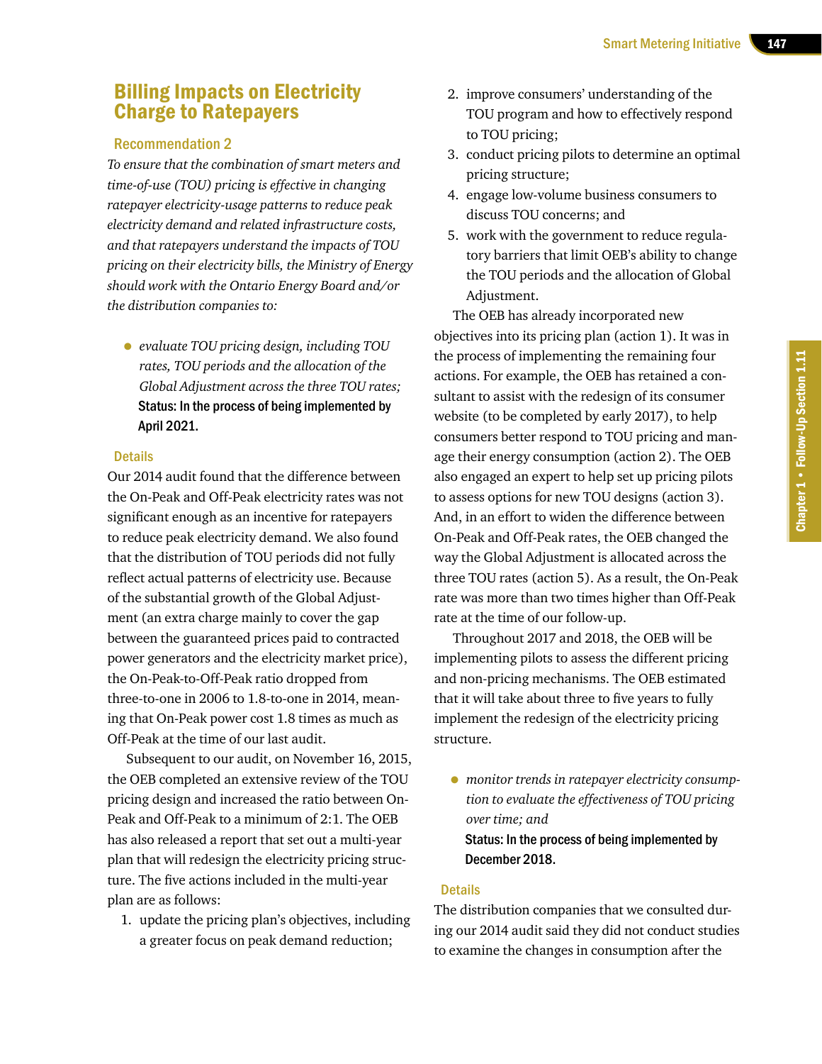## Billing Impacts on Electricity Charge to Ratepayers

### Recommendation 2

*To ensure that the combination of smart meters and time-of-use (TOU) pricing is effective in changing ratepayer electricity-usage patterns to reduce peak electricity demand and related infrastructure costs, and that ratepayers understand the impacts of TOU pricing on their electricity bills, the Ministry of Energy should work with the Ontario Energy Board and/or the distribution companies to:*

- *evaluate TOU pricing design, including TOU rates, TOU periods and the allocation of the Global Adjustment across the three TOU rates;*

  **Status: In the process of being implemented by April 2021.**

#### Details

Our 2014 audit found that the difference between the On-Peak and Off-Peak electricity rates was not significant enough as an incentive for ratepayers to reduce peak electricity demand. We also found that the distribution of TOU periods did not fully reflect actual patterns of electricity use. Because of the substantial growth of the Global Adjustment (an extra charge mainly to cover the gap between the guaranteed prices paid to contracted power generators and the electricity market price), the On-Peak-to-Off-Peak ratio dropped from three-to-one in 2006 to 1.8-to-one in 2014, meaning that On-Peak power cost 1.8 times as much as Off-Peak at the time of our last audit.

Subsequent to our audit, on November 16, 2015, the OEB completed an extensive review of the TOU pricing design and increased the ratio between On-Peak and Off-Peak to a minimum of 2:1. The OEB has also released a report that set out a multi-year plan that will redesign the electricity pricing structure. The five actions included in the multi-year plan are as follows:

1. update the pricing plan's objectives, including a greater focus on peak demand reduction;
2. improve consumers' understanding of the TOU program and how to effectively respond to TOU pricing;
3. conduct pricing pilots to determine an optimal pricing structure;
4. engage low-volume business consumers to discuss TOU concerns; and
5. work with the government to reduce regulatory barriers that limit OEB's ability to change the TOU periods and the allocation of Global Adjustment.

The OEB has already incorporated new objectives into its pricing plan (action 1). It was in the process of implementing the remaining four actions. For example, the OEB has retained a consultant to assist with the redesign of its consumer website (to be completed by early 2017), to help consumers better respond to TOU pricing and manage their energy consumption (action 2). The OEB also engaged an expert to help set up pricing pilots to assess options for new TOU designs (action 3). And, in an effort to widen the difference between On-Peak and Off-Peak rates, the OEB changed the way the Global Adjustment is allocated across the three TOU rates (action 5). As a result, the On-Peak rate was more than two times higher than Off-Peak rate at the time of our follow-up.

Throughout 2017 and 2018, the OEB will be implementing pilots to assess the different pricing and non-pricing mechanisms. The OEB estimated that it will take about three to five years to fully implement the redesign of the electricity pricing structure.

- *monitor trends in ratepayer electricity consumption to evaluate the effectiveness of TOU pricing over time; and*

  **Status: In the process of being implemented by December 2018.**

#### Details

The distribution companies that we consulted during our 2014 audit said they did not conduct studies to examine the changes in consumption after the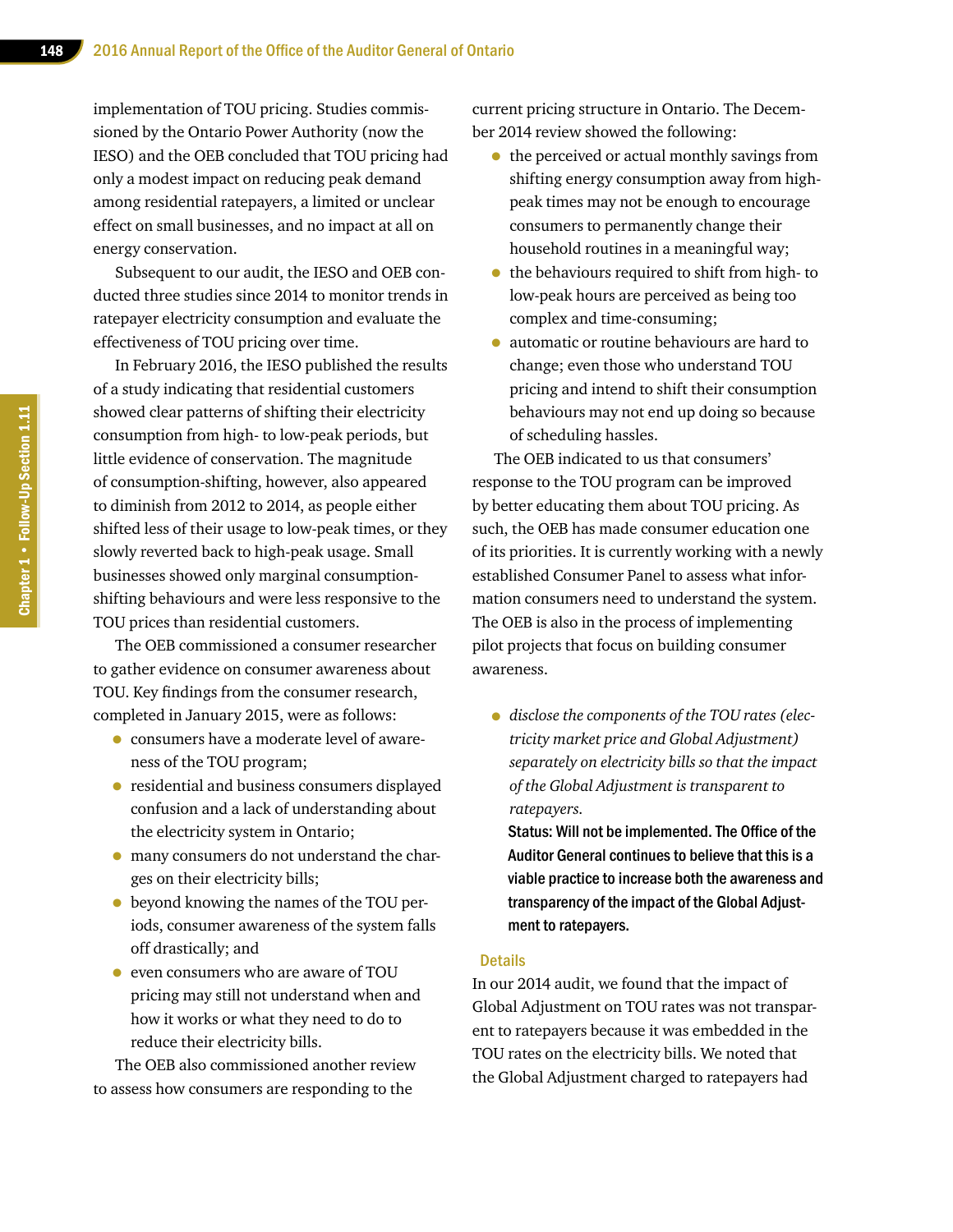implementation of TOU pricing. Studies commissioned by the Ontario Power Authority (now the IESO) and the OEB concluded that TOU pricing had only a modest impact on reducing peak demand among residential ratepayers, a limited or unclear effect on small businesses, and no impact at all on energy conservation.

Subsequent to our audit, the IESO and OEB conducted three studies since 2014 to monitor trends in ratepayer electricity consumption and evaluate the effectiveness of TOU pricing over time.

In February 2016, the IESO published the results of a study indicating that residential customers showed clear patterns of shifting their electricity consumption from high- to low-peak periods, but little evidence of conservation. The magnitude of consumption-shifting, however, also appeared to diminish from 2012 to 2014, as people either shifted less of their usage to low-peak times, or they slowly reverted back to high-peak usage. Small businesses showed only marginal consumption-shifting behaviours and were less responsive to the TOU prices than residential customers.

The OEB commissioned a consumer researcher to gather evidence on consumer awareness about TOU. Key findings from the consumer research, completed in January 2015, were as follows:

- consumers have a moderate level of awareness of the TOU program;
- residential and business consumers displayed confusion and a lack of understanding about the electricity system in Ontario;
- many consumers do not understand the charges on their electricity bills;
- beyond knowing the names of the TOU periods, consumer awareness of the system falls off drastically; and
- even consumers who are aware of TOU pricing may still not understand when and how it works or what they need to do to reduce their electricity bills.

The OEB also commissioned another review to assess how consumers are responding to the current pricing structure in Ontario. The December 2014 review showed the following:

- the perceived or actual monthly savings from shifting energy consumption away from high-peak times may not be enough to encourage consumers to permanently change their household routines in a meaningful way;
- the behaviours required to shift from high- to low-peak hours are perceived as being too complex and time-consuming;
- automatic or routine behaviours are hard to change; even those who understand TOU pricing and intend to shift their consumption behaviours may not end up doing so because of scheduling hassles.

The OEB indicated to us that consumers' response to the TOU program can be improved by better educating them about TOU pricing. As such, the OEB has made consumer education one of its priorities. It is currently working with a newly established Consumer Panel to assess what information consumers need to understand the system. The OEB is also in the process of implementing pilot projects that focus on building consumer awareness.

- *disclose the components of the TOU rates (electricity market price and Global Adjustment) separately on electricity bills so that the impact of the Global Adjustment is transparent to ratepayers.*

  **Status: Will not be implemented. The Office of the Auditor General continues to believe that this is a viable practice to increase both the awareness and transparency of the impact of the Global Adjustment to ratepayers.**

### Details

In our 2014 audit, we found that the impact of Global Adjustment on TOU rates was not transparent to ratepayers because it was embedded in the TOU rates on the electricity bills. We noted that the Global Adjustment charged to ratepayers had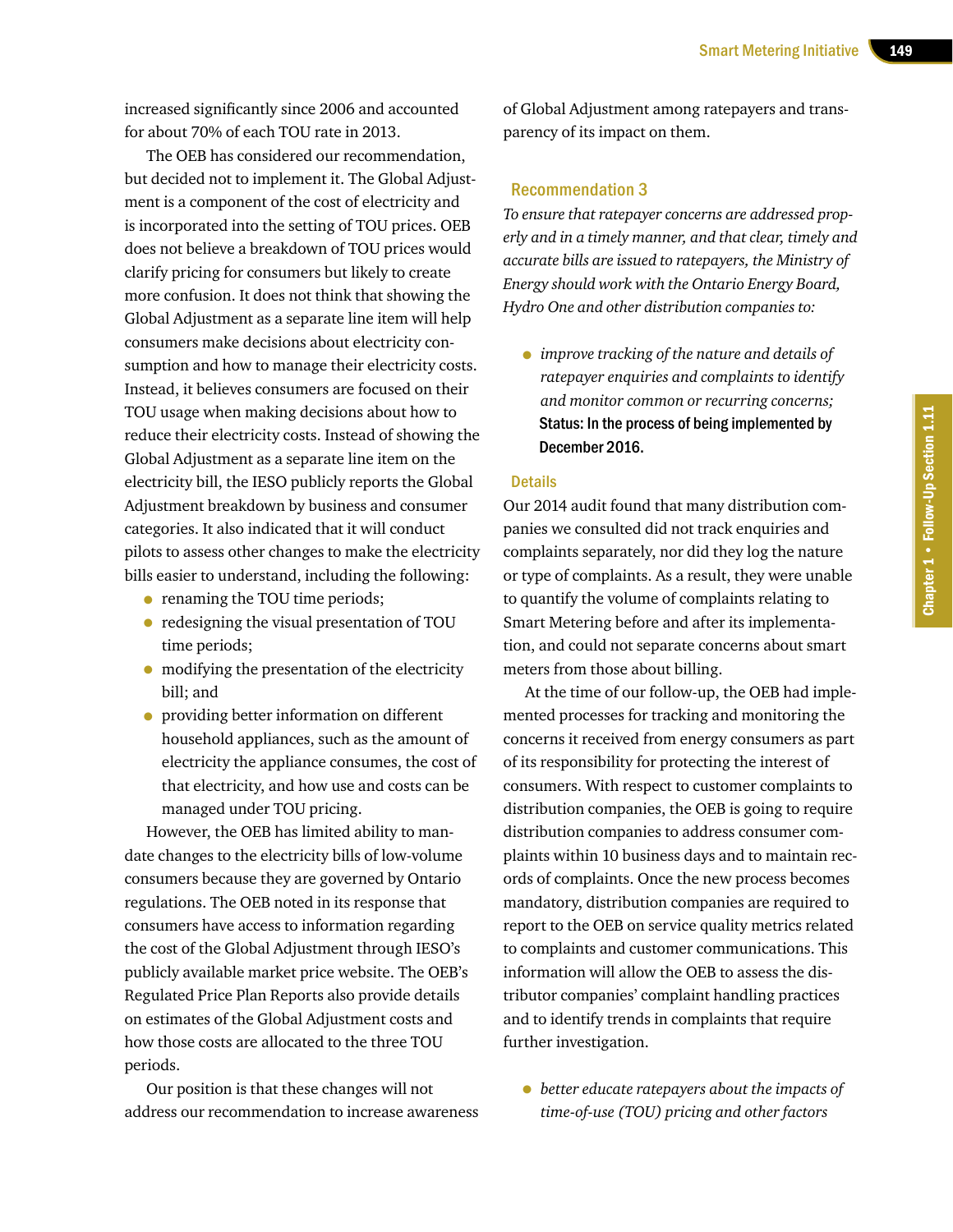increased significantly since 2006 and accounted for about 70% of each TOU rate in 2013.

The OEB has considered our recommendation, but decided not to implement it. The Global Adjustment is a component of the cost of electricity and is incorporated into the setting of TOU prices. OEB does not believe a breakdown of TOU prices would clarify pricing for consumers but likely to create more confusion. It does not think that showing the Global Adjustment as a separate line item will help consumers make decisions about electricity consumption and how to manage their electricity costs. Instead, it believes consumers are focused on their TOU usage when making decisions about how to reduce their electricity costs. Instead of showing the Global Adjustment as a separate line item on the electricity bill, the IESO publicly reports the Global Adjustment breakdown by business and consumer categories. It also indicated that it will conduct pilots to assess other changes to make the electricity bills easier to understand, including the following:

- renaming the TOU time periods;
- redesigning the visual presentation of TOU time periods;
- modifying the presentation of the electricity bill; and
- providing better information on different household appliances, such as the amount of electricity the appliance consumes, the cost of that electricity, and how use and costs can be managed under TOU pricing.

However, the OEB has limited ability to mandate changes to the electricity bills of low-volume consumers because they are governed by Ontario regulations. The OEB noted in its response that consumers have access to information regarding the cost of the Global Adjustment through IESO's publicly available market price website. The OEB's Regulated Price Plan Reports also provide details on estimates of the Global Adjustment costs and how those costs are allocated to the three TOU periods.

Our position is that these changes will not address our recommendation to increase awareness of Global Adjustment among ratepayers and transparency of its impact on them.

### Recommendation 3

*To ensure that ratepayer concerns are addressed properly and in a timely manner, and that clear, timely and accurate bills are issued to ratepayers, the Ministry of Energy should work with the Ontario Energy Board, Hydro One and other distribution companies to:*

- *improve tracking of the nature and details of ratepayer enquiries and complaints to identify and monitor common or recurring concerns;*
**Status: In the process of being implemented by December 2016.**

#### Details

Our 2014 audit found that many distribution companies we consulted did not track enquiries and complaints separately, nor did they log the nature or type of complaints. As a result, they were unable to quantify the volume of complaints relating to Smart Metering before and after its implementation, and could not separate concerns about smart meters from those about billing.

At the time of our follow-up, the OEB had implemented processes for tracking and monitoring the concerns it received from energy consumers as part of its responsibility for protecting the interest of consumers. With respect to customer complaints to distribution companies, the OEB is going to require distribution companies to address consumer complaints within 10 business days and to maintain records of complaints. Once the new process becomes mandatory, distribution companies are required to report to the OEB on service quality metrics related to complaints and customer communications. This information will allow the OEB to assess the distributor companies' complaint handling practices and to identify trends in complaints that require further investigation.

- *better educate ratepayers about the impacts of time-of-use (TOU) pricing and other factors*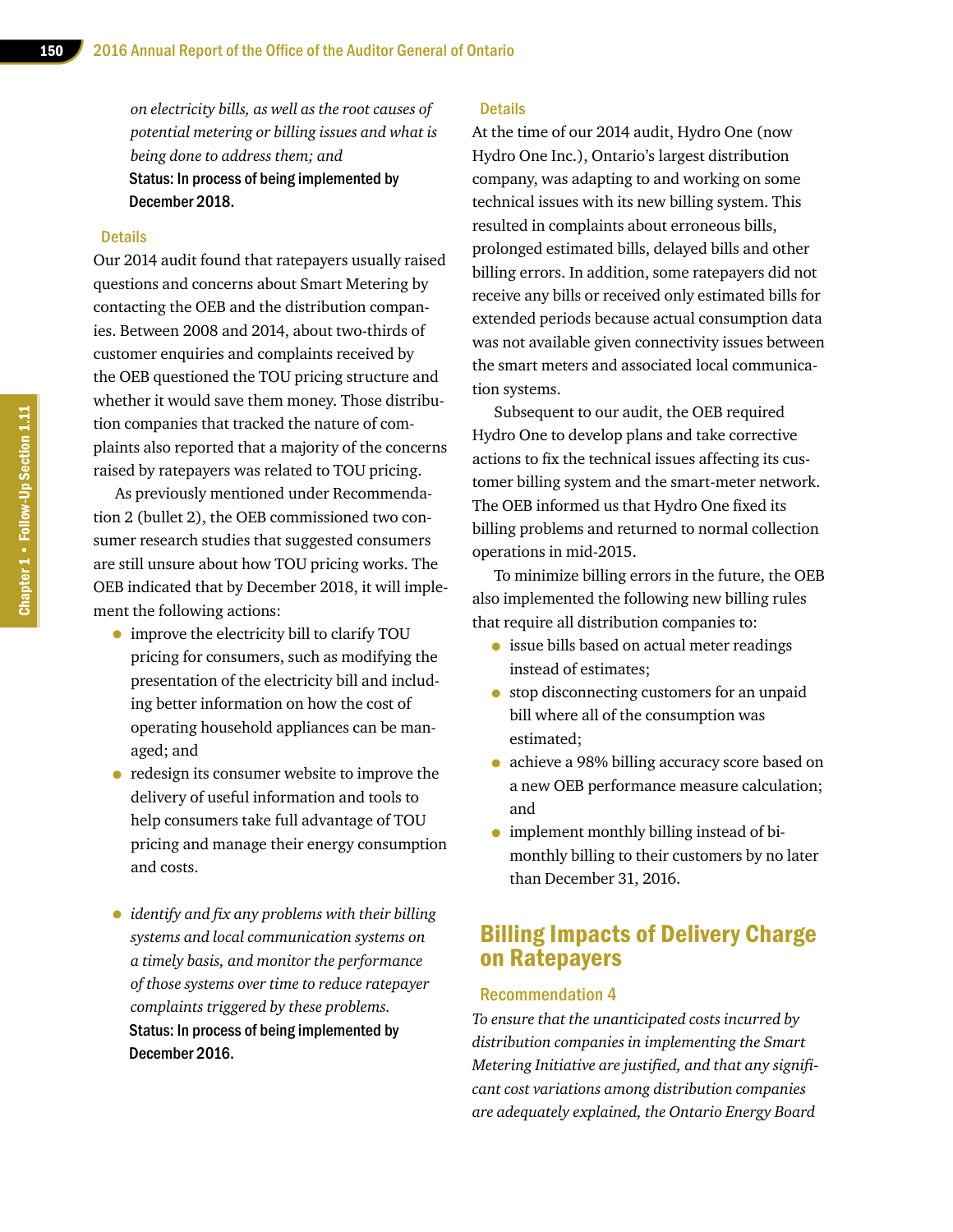*on electricity bills, as well as the root causes of potential metering or billing issues and what is being done to address them; and*

**Status: In process of being implemented by December 2018.**

### Details

Our 2014 audit found that ratepayers usually raised questions and concerns about Smart Metering by contacting the OEB and the distribution companies. Between 2008 and 2014, about two-thirds of customer enquiries and complaints received by the OEB questioned the TOU pricing structure and whether it would save them money. Those distribution companies that tracked the nature of complaints also reported that a majority of the concerns raised by ratepayers was related to TOU pricing.

As previously mentioned under Recommendation 2 (bullet 2), the OEB commissioned two consumer research studies that suggested consumers are still unsure about how TOU pricing works. The OEB indicated that by December 2018, it will implement the following actions:

- improve the electricity bill to clarify TOU pricing for consumers, such as modifying the presentation of the electricity bill and including better information on how the cost of operating household appliances can be managed; and
- redesign its consumer website to improve the delivery of useful information and tools to help consumers take full advantage of TOU pricing and manage their energy consumption and costs.

- *identify and fix any problems with their billing systems and local communication systems on a timely basis, and monitor the performance of those systems over time to reduce ratepayer complaints triggered by these problems.*

**Status: In process of being implemented by December 2016.**

### Details

At the time of our 2014 audit, Hydro One (now Hydro One Inc.), Ontario's largest distribution company, was adapting to and working on some technical issues with its new billing system. This resulted in complaints about erroneous bills, prolonged estimated bills, delayed bills and other billing errors. In addition, some ratepayers did not receive any bills or received only estimated bills for extended periods because actual consumption data was not available given connectivity issues between the smart meters and associated local communication systems.

Subsequent to our audit, the OEB required Hydro One to develop plans and take corrective actions to fix the technical issues affecting its customer billing system and the smart-meter network. The OEB informed us that Hydro One fixed its billing problems and returned to normal collection operations in mid-2015.

To minimize billing errors in the future, the OEB also implemented the following new billing rules that require all distribution companies to:

- issue bills based on actual meter readings instead of estimates;
- stop disconnecting customers for an unpaid bill where all of the consumption was estimated;
- achieve a 98% billing accuracy score based on a new OEB performance measure calculation; and
- implement monthly billing instead of bi-monthly billing to their customers by no later than December 31, 2016.

## Billing Impacts of Delivery Charge on Ratepayers

### Recommendation 4

*To ensure that the unanticipated costs incurred by distribution companies in implementing the Smart Metering Initiative are justified, and that any significant cost variations among distribution companies are adequately explained, the Ontario Energy Board*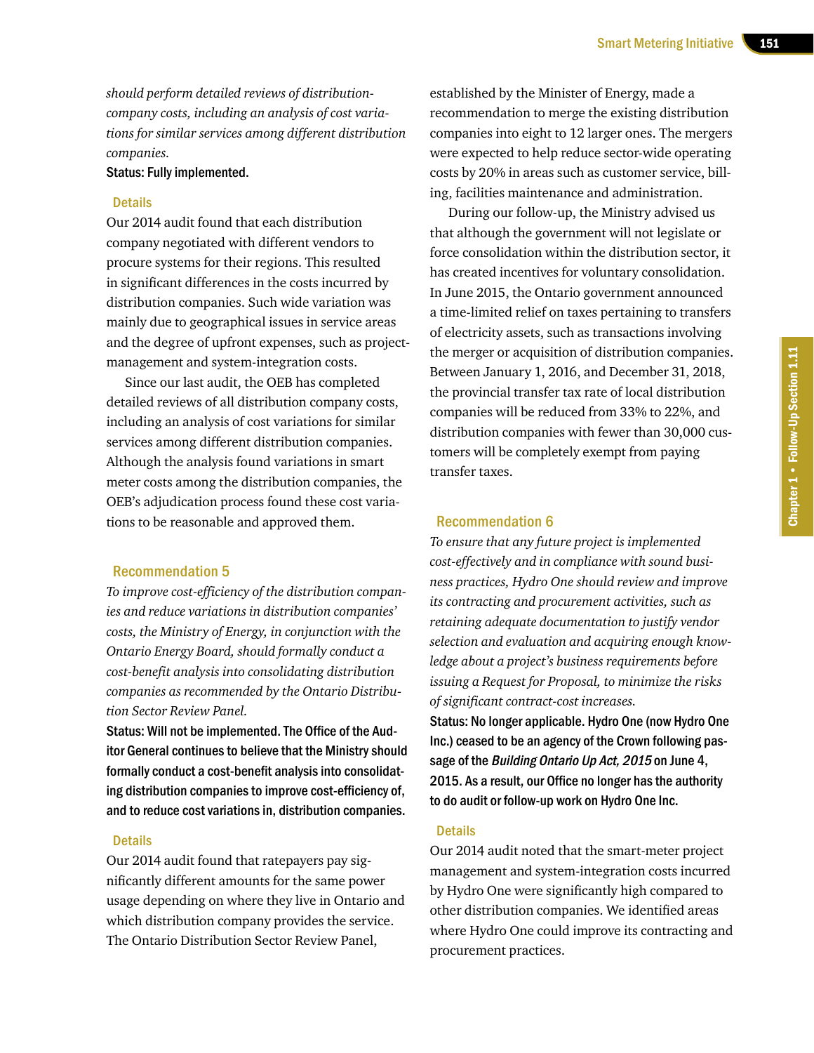*should perform detailed reviews of distribution-company costs, including an analysis of cost variations for similar services among different distribution companies.*

**Status: Fully implemented.**

### Details

Our 2014 audit found that each distribution company negotiated with different vendors to procure systems for their regions. This resulted in significant differences in the costs incurred by distribution companies. Such wide variation was mainly due to geographical issues in service areas and the degree of upfront expenses, such as project-management and system-integration costs.

Since our last audit, the OEB has completed detailed reviews of all distribution company costs, including an analysis of cost variations for similar services among different distribution companies. Although the analysis found variations in smart meter costs among the distribution companies, the OEB's adjudication process found these cost variations to be reasonable and approved them.

## Recommendation 5

*To improve cost-efficiency of the distribution companies and reduce variations in distribution companies' costs, the Ministry of Energy, in conjunction with the Ontario Energy Board, should formally conduct a cost-benefit analysis into consolidating distribution companies as recommended by the Ontario Distribution Sector Review Panel.*

**Status: Will not be implemented. The Office of the Auditor General continues to believe that the Ministry should formally conduct a cost-benefit analysis into consolidating distribution companies to improve cost-efficiency of, and to reduce cost variations in, distribution companies.**

### Details

Our 2014 audit found that ratepayers pay significantly different amounts for the same power usage depending on where they live in Ontario and which distribution company provides the service. The Ontario Distribution Sector Review Panel, established by the Minister of Energy, made a recommendation to merge the existing distribution companies into eight to 12 larger ones. The mergers were expected to help reduce sector-wide operating costs by 20% in areas such as customer service, billing, facilities maintenance and administration.

During our follow-up, the Ministry advised us that although the government will not legislate or force consolidation within the distribution sector, it has created incentives for voluntary consolidation. In June 2015, the Ontario government announced a time-limited relief on taxes pertaining to transfers of electricity assets, such as transactions involving the merger or acquisition of distribution companies. Between January 1, 2016, and December 31, 2018, the provincial transfer tax rate of local distribution companies will be reduced from 33% to 22%, and distribution companies with fewer than 30,000 customers will be completely exempt from paying transfer taxes.

## Recommendation 6

*To ensure that any future project is implemented cost-effectively and in compliance with sound business practices, Hydro One should review and improve its contracting and procurement activities, such as retaining adequate documentation to justify vendor selection and evaluation and acquiring enough knowledge about a project's business requirements before issuing a Request for Proposal, to minimize the risks of significant contract-cost increases.*

**Status: No longer applicable. Hydro One (now Hydro One Inc.) ceased to be an agency of the Crown following passage of the *Building Ontario Up Act, 2015* on June 4, 2015. As a result, our Office no longer has the authority to do audit or follow-up work on Hydro One Inc.**

### Details

Our 2014 audit noted that the smart-meter project management and system-integration costs incurred by Hydro One were significantly high compared to other distribution companies. We identified areas where Hydro One could improve its contracting and procurement practices.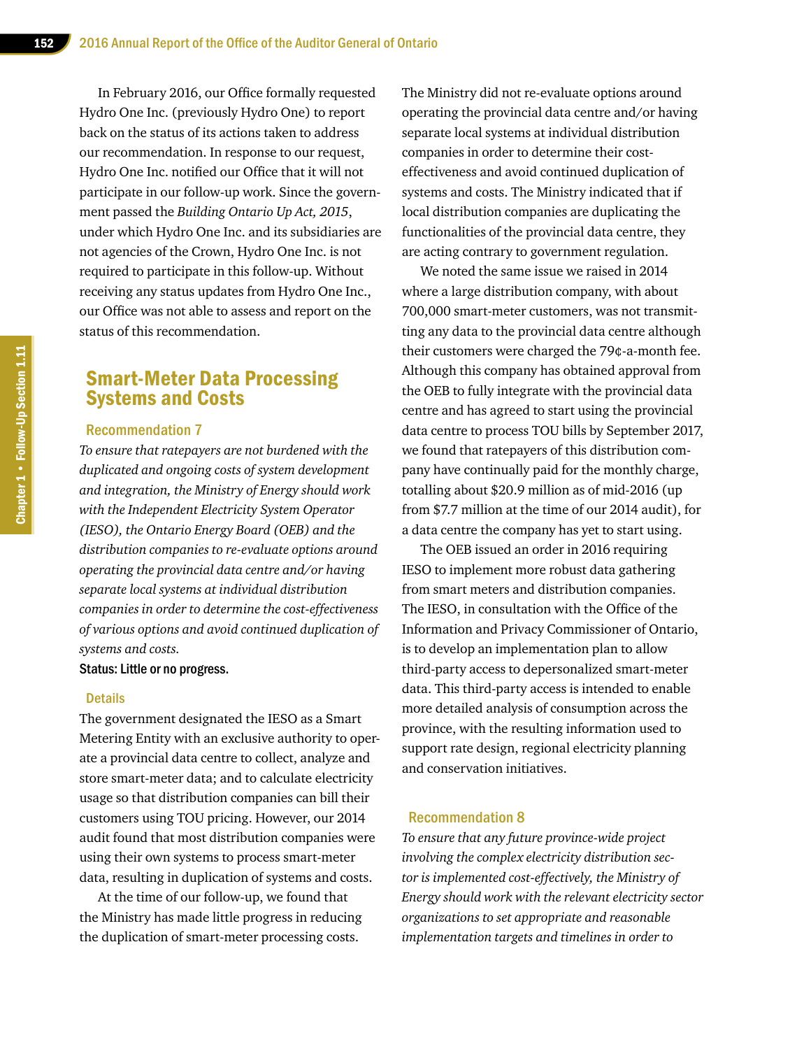In February 2016, our Office formally requested Hydro One Inc. (previously Hydro One) to report back on the status of its actions taken to address our recommendation. In response to our request, Hydro One Inc. notified our Office that it will not participate in our follow-up work. Since the government passed the *Building Ontario Up Act, 2015*, under which Hydro One Inc. and its subsidiaries are not agencies of the Crown, Hydro One Inc. is not required to participate in this follow-up. Without receiving any status updates from Hydro One Inc., our Office was not able to assess and report on the status of this recommendation.

## Smart-Meter Data Processing Systems and Costs

### Recommendation 7

*To ensure that ratepayers are not burdened with the duplicated and ongoing costs of system development and integration, the Ministry of Energy should work with the Independent Electricity System Operator (IESO), the Ontario Energy Board (OEB) and the distribution companies to re-evaluate options around operating the provincial data centre and/or having separate local systems at individual distribution companies in order to determine the cost-effectiveness of various options and avoid continued duplication of systems and costs.*

**Status: Little or no progress.**

#### Details

The government designated the IESO as a Smart Metering Entity with an exclusive authority to operate a provincial data centre to collect, analyze and store smart-meter data; and to calculate electricity usage so that distribution companies can bill their customers using TOU pricing. However, our 2014 audit found that most distribution companies were using their own systems to process smart-meter data, resulting in duplication of systems and costs.

At the time of our follow-up, we found that the Ministry has made little progress in reducing the duplication of smart-meter processing costs. The Ministry did not re-evaluate options around operating the provincial data centre and/or having separate local systems at individual distribution companies in order to determine their cost-effectiveness and avoid continued duplication of systems and costs. The Ministry indicated that if local distribution companies are duplicating the functionalities of the provincial data centre, they are acting contrary to government regulation.

We noted the same issue we raised in 2014 where a large distribution company, with about 700,000 smart-meter customers, was not transmitting any data to the provincial data centre although their customers were charged the 79¢-a-month fee. Although this company has obtained approval from the OEB to fully integrate with the provincial data centre and has agreed to start using the provincial data centre to process TOU bills by September 2017, we found that ratepayers of this distribution company have continually paid for the monthly charge, totalling about $20.9 million as of mid-2016 (up from $7.7 million at the time of our 2014 audit), for a data centre the company has yet to start using.

The OEB issued an order in 2016 requiring IESO to implement more robust data gathering from smart meters and distribution companies. The IESO, in consultation with the Office of the Information and Privacy Commissioner of Ontario, is to develop an implementation plan to allow third-party access to depersonalized smart-meter data. This third-party access is intended to enable more detailed analysis of consumption across the province, with the resulting information used to support rate design, regional electricity planning and conservation initiatives.

### Recommendation 8

*To ensure that any future province-wide project involving the complex electricity distribution sector is implemented cost-effectively, the Ministry of Energy should work with the relevant electricity sector organizations to set appropriate and reasonable implementation targets and timelines in order to*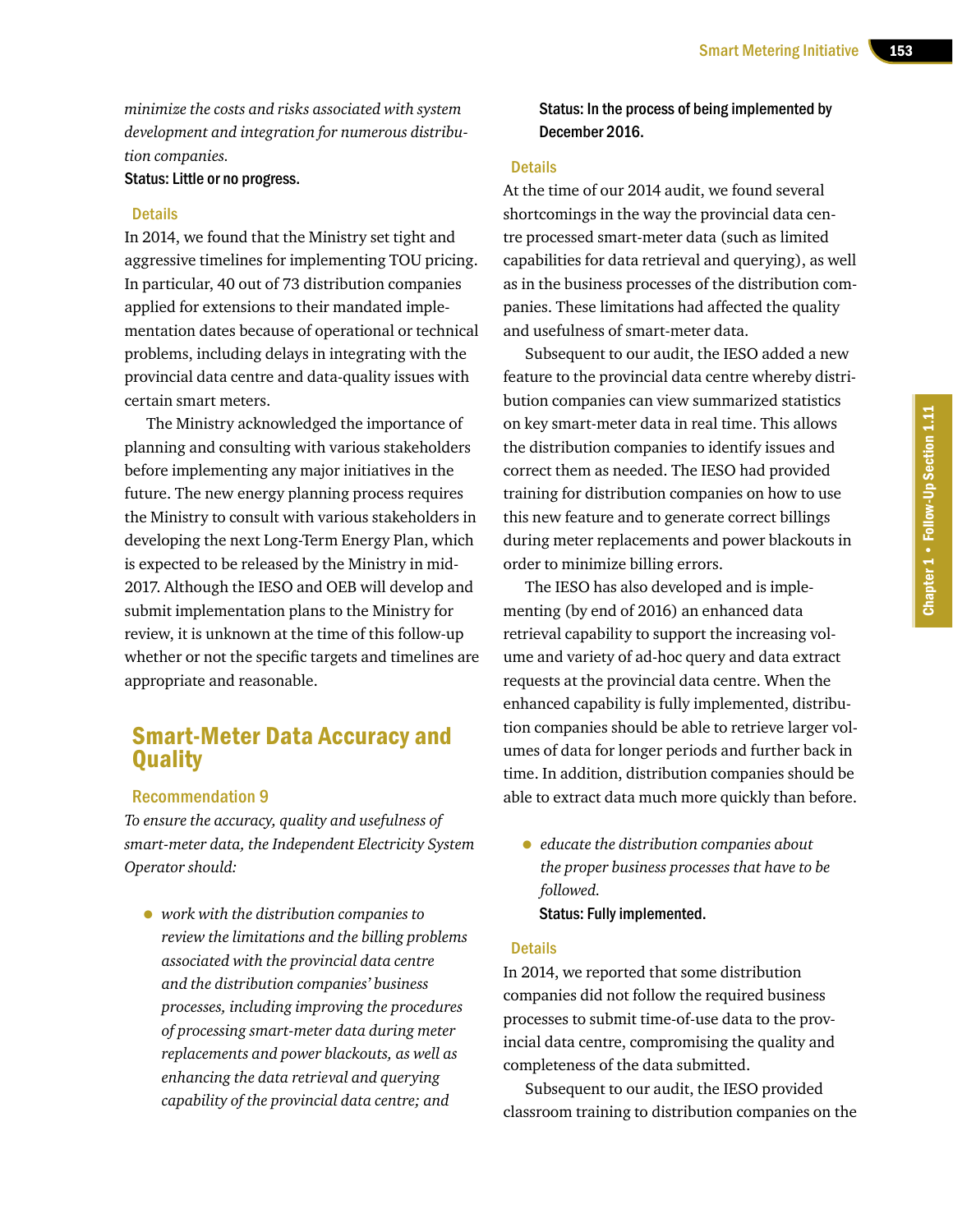*minimize the costs and risks associated with system development and integration for numerous distribution companies.*

**Status: Little or no progress.**

### Details

In 2014, we found that the Ministry set tight and aggressive timelines for implementing TOU pricing. In particular, 40 out of 73 distribution companies applied for extensions to their mandated implementation dates because of operational or technical problems, including delays in integrating with the provincial data centre and data-quality issues with certain smart meters.

The Ministry acknowledged the importance of planning and consulting with various stakeholders before implementing any major initiatives in the future. The new energy planning process requires the Ministry to consult with various stakeholders in developing the next Long-Term Energy Plan, which is expected to be released by the Ministry in mid-2017. Although the IESO and OEB will develop and submit implementation plans to the Ministry for review, it is unknown at the time of this follow-up whether or not the specific targets and timelines are appropriate and reasonable.

## Smart-Meter Data Accuracy and Quality

### Recommendation 9

*To ensure the accuracy, quality and usefulness of smart-meter data, the Independent Electricity System Operator should:*

- *work with the distribution companies to review the limitations and the billing problems associated with the provincial data centre and the distribution companies' business processes, including improving the procedures of processing smart-meter data during meter replacements and power blackouts, as well as enhancing the data retrieval and querying capability of the provincial data centre; and*

  **Status: In the process of being implemented by December 2016.**

### Details

At the time of our 2014 audit, we found several shortcomings in the way the provincial data centre processed smart-meter data (such as limited capabilities for data retrieval and querying), as well as in the business processes of the distribution companies. These limitations had affected the quality and usefulness of smart-meter data.

Subsequent to our audit, the IESO added a new feature to the provincial data centre whereby distribution companies can view summarized statistics on key smart-meter data in real time. This allows the distribution companies to identify issues and correct them as needed. The IESO had provided training for distribution companies on how to use this new feature and to generate correct billings during meter replacements and power blackouts in order to minimize billing errors.

The IESO has also developed and is implementing (by end of 2016) an enhanced data retrieval capability to support the increasing volume and variety of ad-hoc query and data extract requests at the provincial data centre. When the enhanced capability is fully implemented, distribution companies should be able to retrieve larger volumes of data for longer periods and further back in time. In addition, distribution companies should be able to extract data much more quickly than before.

- *educate the distribution companies about the proper business processes that have to be followed.*

  **Status: Fully implemented.**

### Details

In 2014, we reported that some distribution companies did not follow the required business processes to submit time-of-use data to the provincial data centre, compromising the quality and completeness of the data submitted.

Subsequent to our audit, the IESO provided classroom training to distribution companies on the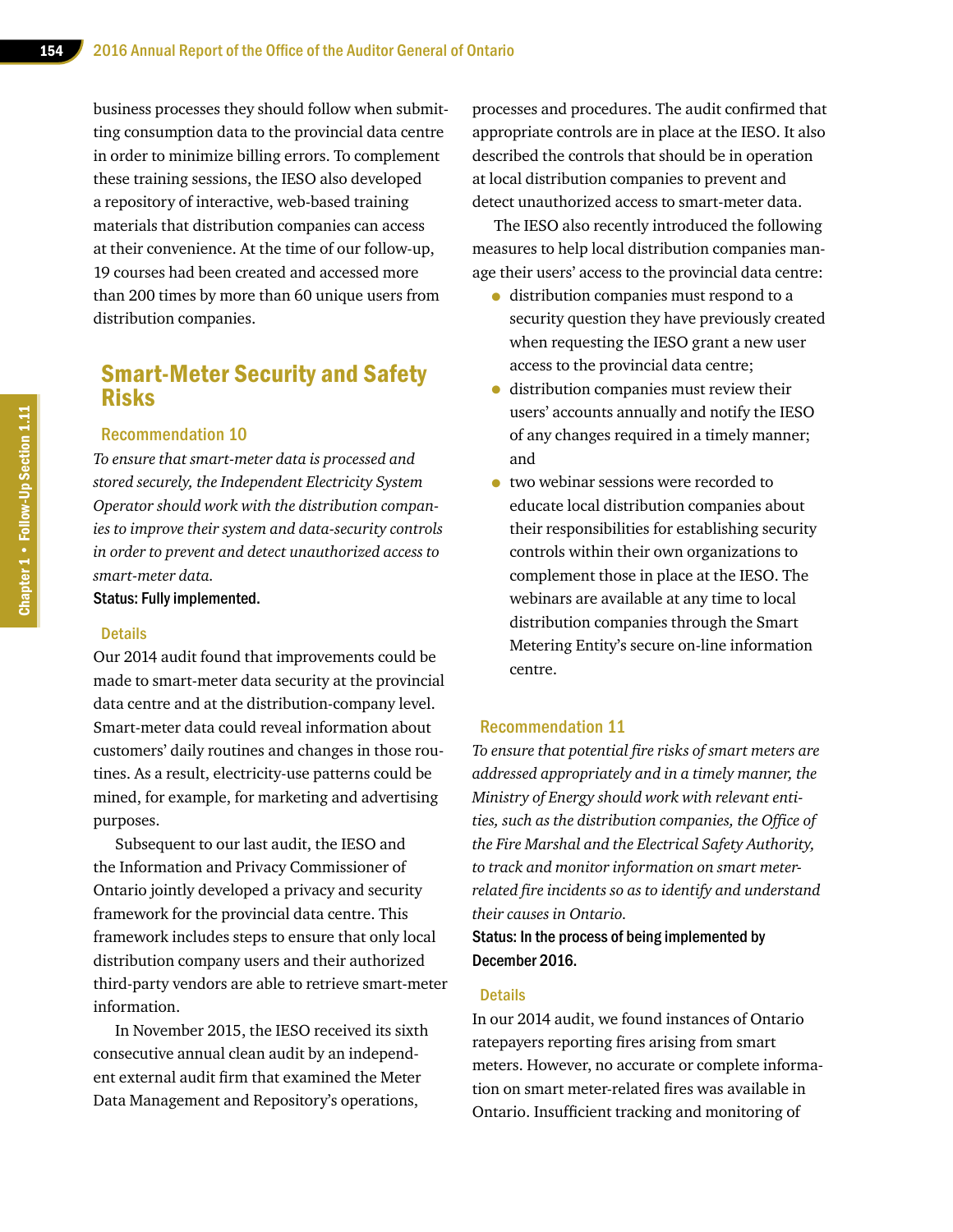business processes they should follow when submitting consumption data to the provincial data centre in order to minimize billing errors. To complement these training sessions, the IESO also developed a repository of interactive, web-based training materials that distribution companies can access at their convenience. At the time of our follow-up, 19 courses had been created and accessed more than 200 times by more than 60 unique users from distribution companies.

## Smart-Meter Security and Safety Risks

### Recommendation 10

*To ensure that smart-meter data is processed and stored securely, the Independent Electricity System Operator should work with the distribution companies to improve their system and data-security controls in order to prevent and detect unauthorized access to smart-meter data.*

**Status: Fully implemented.**

#### Details

Our 2014 audit found that improvements could be made to smart-meter data security at the provincial data centre and at the distribution-company level. Smart-meter data could reveal information about customers' daily routines and changes in those routines. As a result, electricity-use patterns could be mined, for example, for marketing and advertising purposes.

Subsequent to our last audit, the IESO and the Information and Privacy Commissioner of Ontario jointly developed a privacy and security framework for the provincial data centre. This framework includes steps to ensure that only local distribution company users and their authorized third-party vendors are able to retrieve smart-meter information.

In November 2015, the IESO received its sixth consecutive annual clean audit by an independent external audit firm that examined the Meter Data Management and Repository's operations, processes and procedures. The audit confirmed that appropriate controls are in place at the IESO. It also described the controls that should be in operation at local distribution companies to prevent and detect unauthorized access to smart-meter data.

The IESO also recently introduced the following measures to help local distribution companies manage their users' access to the provincial data centre:

- distribution companies must respond to a security question they have previously created when requesting the IESO grant a new user access to the provincial data centre;
- distribution companies must review their users' accounts annually and notify the IESO of any changes required in a timely manner; and
- two webinar sessions were recorded to educate local distribution companies about their responsibilities for establishing security controls within their own organizations to complement those in place at the IESO. The webinars are available at any time to local distribution companies through the Smart Metering Entity's secure on-line information centre.

### Recommendation 11

*To ensure that potential fire risks of smart meters are addressed appropriately and in a timely manner, the Ministry of Energy should work with relevant entities, such as the distribution companies, the Office of the Fire Marshal and the Electrical Safety Authority, to track and monitor information on smart meter-related fire incidents so as to identify and understand their causes in Ontario.*

**Status: In the process of being implemented by December 2016.**

#### Details

In our 2014 audit, we found instances of Ontario ratepayers reporting fires arising from smart meters. However, no accurate or complete information on smart meter-related fires was available in Ontario. Insufficient tracking and monitoring of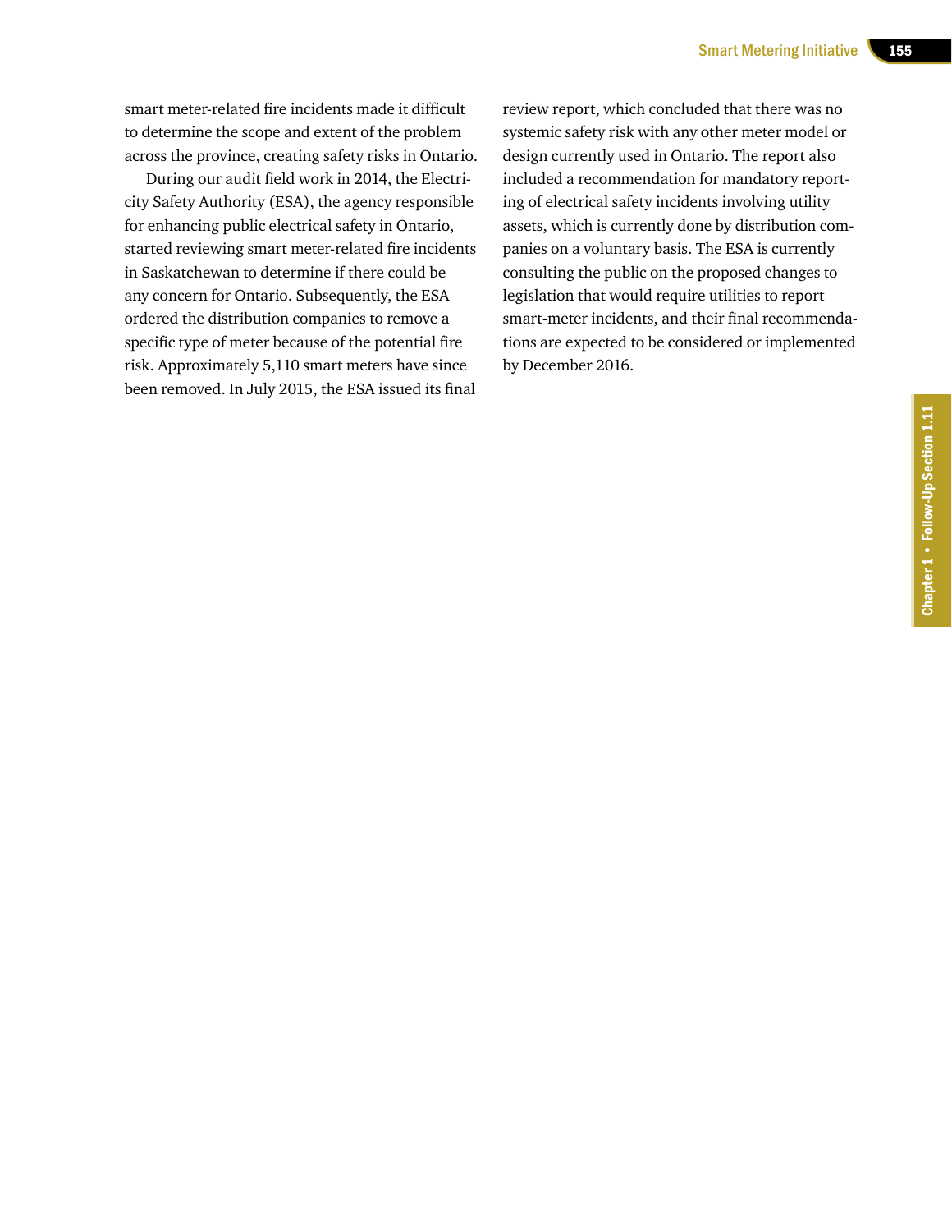smart meter-related fire incidents made it difficult to determine the scope and extent of the problem across the province, creating safety risks in Ontario.

During our audit field work in 2014, the Electricity Safety Authority (ESA), the agency responsible for enhancing public electrical safety in Ontario, started reviewing smart meter-related fire incidents in Saskatchewan to determine if there could be any concern for Ontario. Subsequently, the ESA ordered the distribution companies to remove a specific type of meter because of the potential fire risk. Approximately 5,110 smart meters have since been removed. In July 2015, the ESA issued its final review report, which concluded that there was no systemic safety risk with any other meter model or design currently used in Ontario. The report also included a recommendation for mandatory reporting of electrical safety incidents involving utility assets, which is currently done by distribution companies on a voluntary basis. The ESA is currently consulting the public on the proposed changes to legislation that would require utilities to report smart-meter incidents, and their final recommendations are expected to be considered or implemented by December 2016.